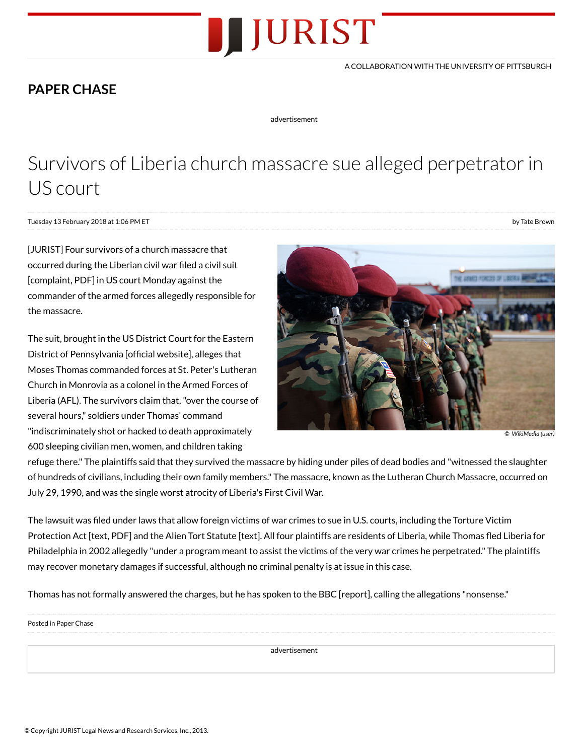# JURIST

A COLLABORATION WITH THE UNIVERSITY OF PITTSBURGH

## PAPER CHASE

advertisement

# Survivors of Liberia church massacre sue alleged perpetrator in US court

Tuesday 13 February 2018 at 1:06 PM ET

by Tate Brown

[JURIST] Four survivors of a church massacre that occurred during the Liberian civil war filed a civil suit [complaint, PDF] in US court Monday against the commander of the armed forces allegedly responsible for the massacre.

© WikiMedia (user)

The suit, brought in the US District Court for the Eastern District of Pennsylvania [official website], alleges that Moses Thomas commanded forces at St. Peter's Lutheran Church in Monrovia as a colonel in the Armed Forces of Liberia (AFL). The survivors claim that, "over the course of several hours," soldiers under Thomas' command "indiscriminately shot or hacked to death approximately 600 sleeping civilian men, women, and children taking refuge there." The plaintiffs said that they survived the massacre by hiding under piles of dead bodies and "witnessed the slaughter of hundreds of civilians, including their own family members." The massacre, known as the Lutheran Church Massacre, occurred on July 29, 1990, and was the single worst atrocity of Liberia's First Civil War.

The lawsuit was filed under laws that allow foreign victims of war crimes to sue in U.S. courts, including the Torture Victim Protection Act [text, PDF] and the Alien Tort Statute [text]. All four plaintiffs are residents of Liberia, while Thomas fled Liberia for Philadelphia in 2002 allegedly "under a program meant to assist the victims of the very war crimes he perpetrated." The plaintiffs may recover monetary damages if successful, although no criminal penalty is at issue in this case.

Thomas has not formally answered the charges, but he has spoken to the BBC [report], calling the allegations "nonsense."

Posted in Paper Chase

advertisement

© Copyright JURIST Legal News and Research Services, Inc., 2013.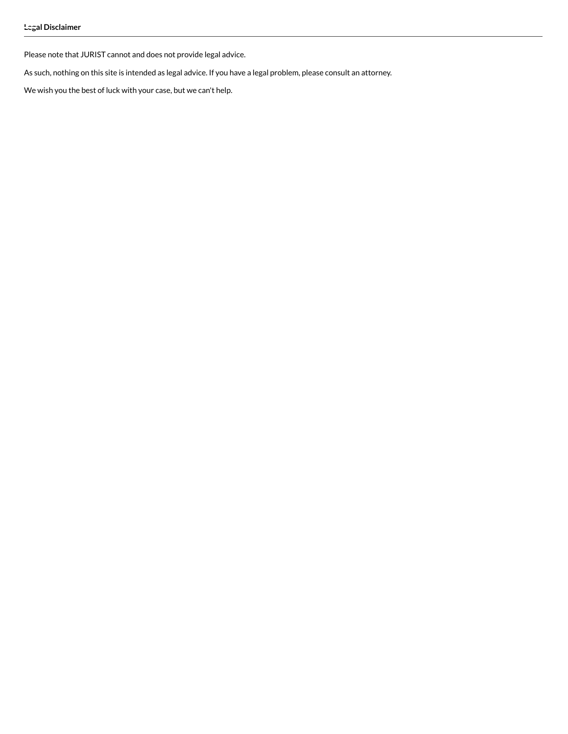**Legal Disclaimer**

Please note that JURIST cannot and does not provide legal advice.

As such, nothing on this site is intended as legal advice. If you have a legal problem, please consult an attorney.

We wish you the best of luck with your case, but we can't help.